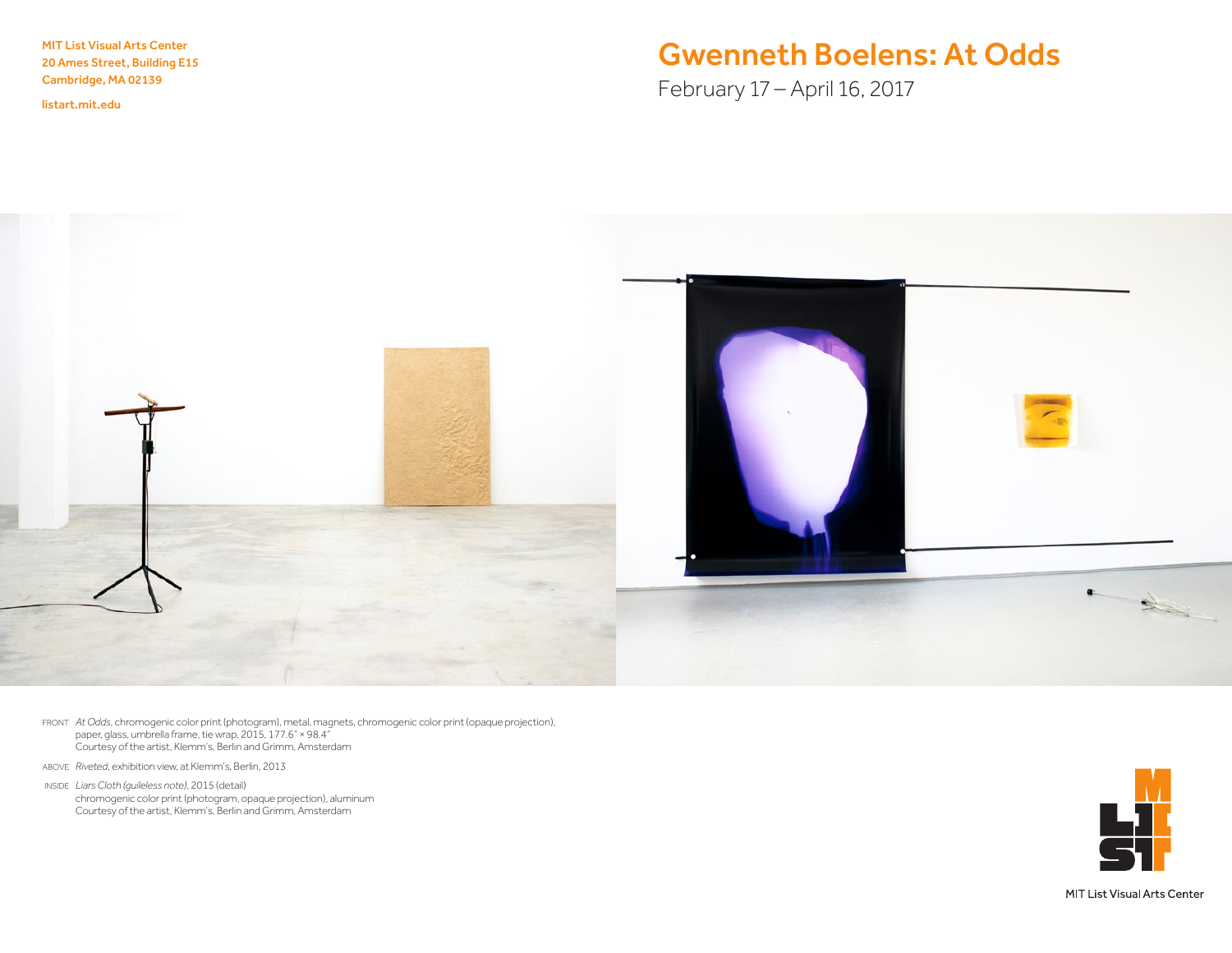MIT List Visual Arts Center
20 Ames Street, Building E15
Cambridge, MA 02139

listart.mit.edu

# Gwenneth Boelens: At Odds

February 17 – April 16, 2017

FRONT *At Odds*, chromogenic color print (photogram), metal, magnets, chromogenic color print (opaque projection), paper, glass, umbrella frame, tie wrap, 2015, 177.6" × 98.4"
Courtesy of the artist, Klemm's, Berlin and Grimm, Amsterdam

ABOVE *Riveted*, exhibition view, at Klemm's, Berlin, 2013

INSIDE *Liars Cloth (guileless note)*, 2015 (detail)
chromogenic color print (photogram, opaque projection), aluminum
Courtesy of the artist, Klemm's, Berlin and Grimm, Amsterdam

MIT List Visual Arts Center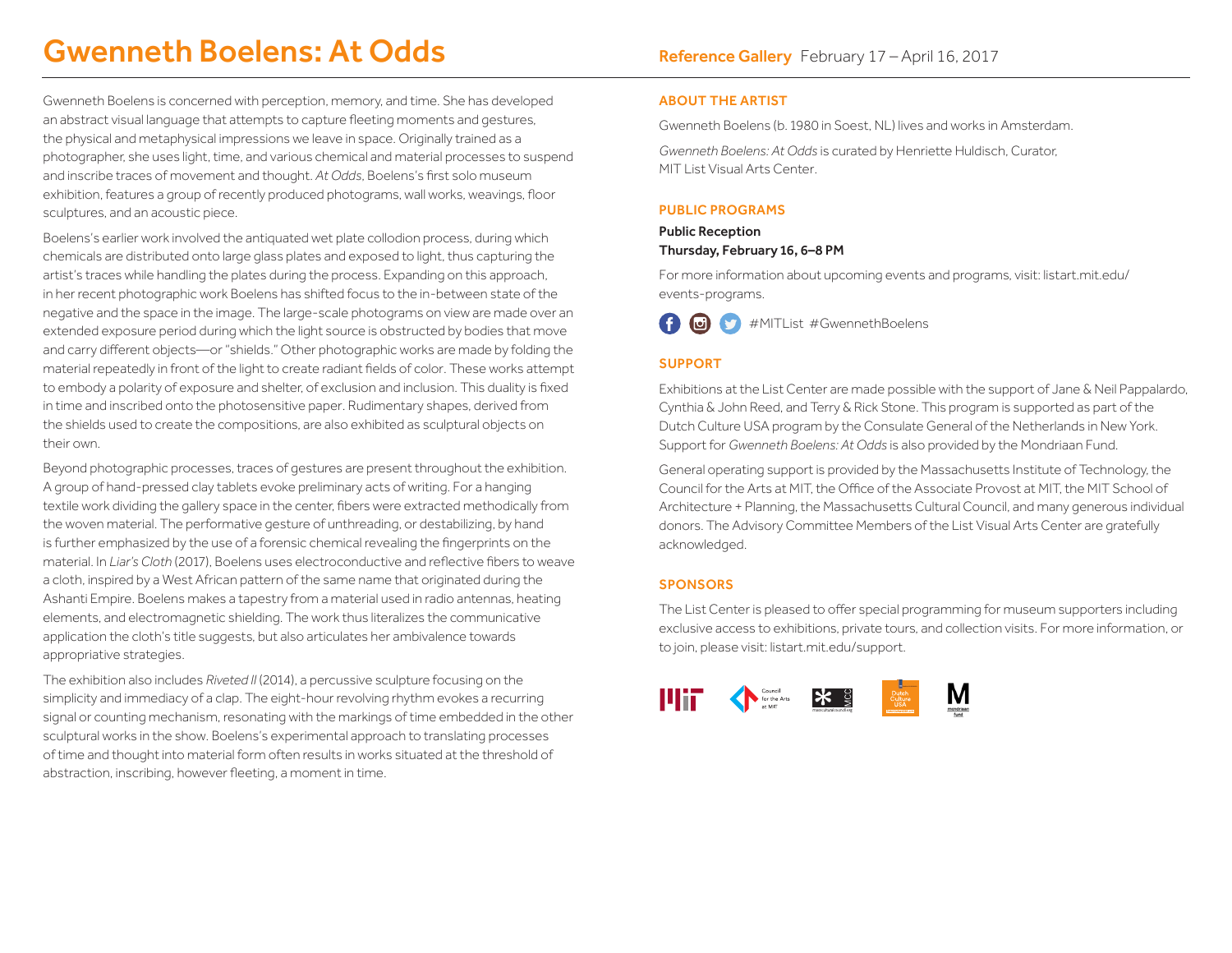# Gwenneth Boelens: At Odds

**Reference Gallery** February 17 – April 16, 2017

Gwenneth Boelens is concerned with perception, memory, and time. She has developed an abstract visual language that attempts to capture fleeting moments and gestures, the physical and metaphysical impressions we leave in space. Originally trained as a photographer, she uses light, time, and various chemical and material processes to suspend and inscribe traces of movement and thought. *At Odds*, Boelens's first solo museum exhibition, features a group of recently produced photograms, wall works, weavings, floor sculptures, and an acoustic piece.

Boelens's earlier work involved the antiquated wet plate collodion process, during which chemicals are distributed onto large glass plates and exposed to light, thus capturing the artist's traces while handling the plates during the process. Expanding on this approach, in her recent photographic work Boelens has shifted focus to the in-between state of the negative and the space in the image. The large-scale photograms on view are made over an extended exposure period during which the light source is obstructed by bodies that move and carry different objects—or "shields." Other photographic works are made by folding the material repeatedly in front of the light to create radiant fields of color. These works attempt to embody a polarity of exposure and shelter, of exclusion and inclusion. This duality is fixed in time and inscribed onto the photosensitive paper. Rudimentary shapes, derived from the shields used to create the compositions, are also exhibited as sculptural objects on their own.

Beyond photographic processes, traces of gestures are present throughout the exhibition. A group of hand-pressed clay tablets evoke preliminary acts of writing. For a hanging textile work dividing the gallery space in the center, fibers were extracted methodically from the woven material. The performative gesture of unthreading, or destabilizing, by hand is further emphasized by the use of a forensic chemical revealing the fingerprints on the material. In *Liar's Cloth* (2017), Boelens uses electroconductive and reflective fibers to weave a cloth, inspired by a West African pattern of the same name that originated during the Ashanti Empire. Boelens makes a tapestry from a material used in radio antennas, heating elements, and electromagnetic shielding. The work thus literalizes the communicative application the cloth's title suggests, but also articulates her ambivalence towards appropriative strategies.

The exhibition also includes *Riveted II* (2014), a percussive sculpture focusing on the simplicity and immediacy of a clap. The eight-hour revolving rhythm evokes a recurring signal or counting mechanism, resonating with the markings of time embedded in the other sculptural works in the show. Boelens's experimental approach to translating processes of time and thought into material form often results in works situated at the threshold of abstraction, inscribing, however fleeting, a moment in time.

## ABOUT THE ARTIST

Gwenneth Boelens (b. 1980 in Soest, NL) lives and works in Amsterdam.

*Gwenneth Boelens: At Odds* is curated by Henriette Huldisch, Curator, MIT List Visual Arts Center.

## PUBLIC PROGRAMS

**Public Reception**
**Thursday, February 16, 6–8 PM**

For more information about upcoming events and programs, visit: listart.mit.edu/events-programs.

#MITList #GwennethBoelens

## SUPPORT

Exhibitions at the List Center are made possible with the support of Jane & Neil Pappalardo, Cynthia & John Reed, and Terry & Rick Stone. This program is supported as part of the Dutch Culture USA program by the Consulate General of the Netherlands in New York. Support for *Gwenneth Boelens: At Odds* is also provided by the Mondriaan Fund.

General operating support is provided by the Massachusetts Institute of Technology, the Council for the Arts at MIT, the Office of the Associate Provost at MIT, the MIT School of Architecture + Planning, the Massachusetts Cultural Council, and many generous individual donors. The Advisory Committee Members of the List Visual Arts Center are gratefully acknowledged.

## SPONSORS

The List Center is pleased to offer special programming for museum supporters including exclusive access to exhibitions, private tours, and collection visits. For more information, or to join, please visit: listart.mit.edu/support.